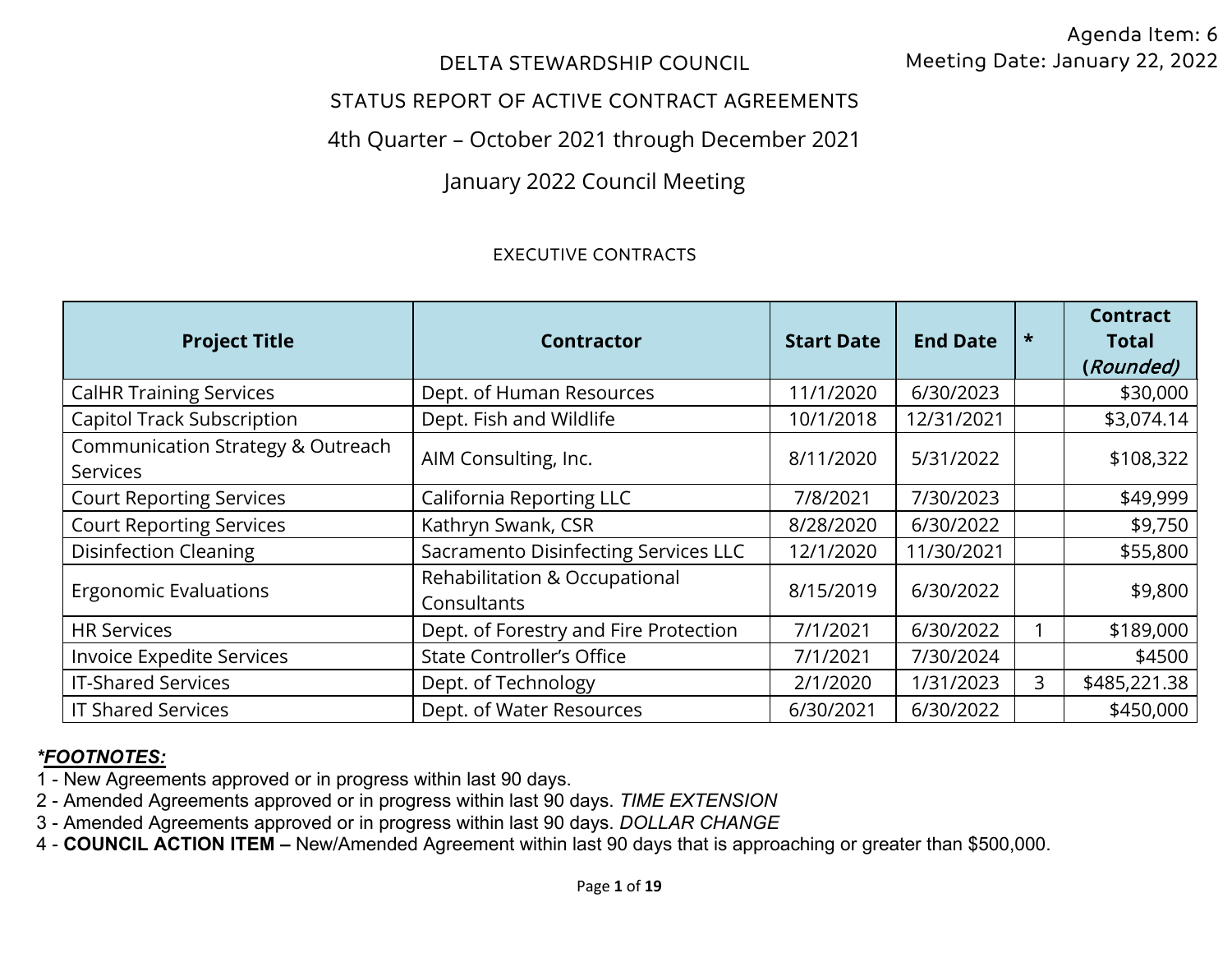Agenda Item: 6
Meeting Date: January 22, 2022

# DELTA STEWARDSHIP COUNCIL

## STATUS REPORT OF ACTIVE CONTRACT AGREEMENTS

## 4th Quarter – October 2021 through December 2021

## January 2022 Council Meeting

### EXECUTIVE CONTRACTS

| Project Title | Contractor | Start Date | End Date | * | Contract Total (*Rounded)* |
|---|---|---|---|---|---|
| CalHR Training Services | Dept. of Human Resources | 11/1/2020 | 6/30/2023 | | $30,000 |
| Capitol Track Subscription | Dept. Fish and Wildlife | 10/1/2018 | 12/31/2021 | | $3,074.14 |
| Communication Strategy & Outreach Services | AIM Consulting, Inc. | 8/11/2020 | 5/31/2022 | | $108,322 |
| Court Reporting Services | California Reporting LLC | 7/8/2021 | 7/30/2023 | | $49,999 |
| Court Reporting Services | Kathryn Swank, CSR | 8/28/2020 | 6/30/2022 | | $9,750 |
| Disinfection Cleaning | Sacramento Disinfecting Services LLC | 12/1/2020 | 11/30/2021 | | $55,800 |
| Ergonomic Evaluations | Rehabilitation & Occupational Consultants | 8/15/2019 | 6/30/2022 | | $9,800 |
| HR Services | Dept. of Forestry and Fire Protection | 7/1/2021 | 6/30/2022 | 1 | $189,000 |
| Invoice Expedite Services | State Controller's Office | 7/1/2021 | 7/30/2024 | | $4500 |
| IT-Shared Services | Dept. of Technology | 2/1/2020 | 1/31/2023 | 3 | $485,221.38 |
| IT Shared Services | Dept. of Water Resources | 6/30/2021 | 6/30/2022 | | $450,000 |

***FOOTNOTES:***

1 - New Agreements approved or in progress within last 90 days.
2 - Amended Agreements approved or in progress within last 90 days. *TIME EXTENSION*
3 - Amended Agreements approved or in progress within last 90 days. *DOLLAR CHANGE*
4 - **COUNCIL ACTION ITEM –** New/Amended Agreement within last 90 days that is approaching or greater than $500,000.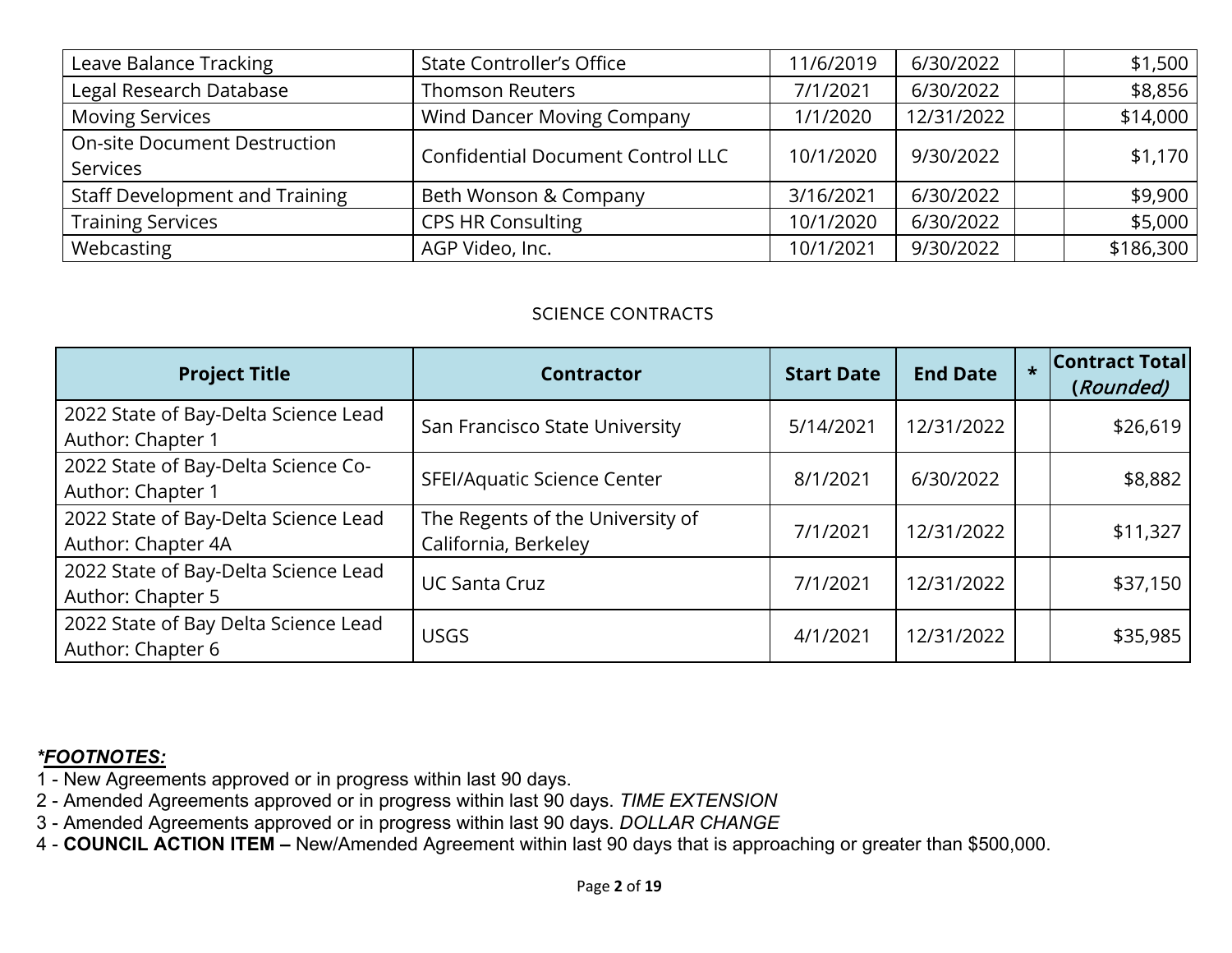| | | | | | |
|---|---|---|---|---|---|
| Leave Balance Tracking | State Controller's Office | 11/6/2019 | 6/30/2022 | | $1,500 |
| Legal Research Database | Thomson Reuters | 7/1/2021 | 6/30/2022 | | $8,856 |
| Moving Services | Wind Dancer Moving Company | 1/1/2020 | 12/31/2022 | | $14,000 |
| On-site Document Destruction Services | Confidential Document Control LLC | 10/1/2020 | 9/30/2022 | | $1,170 |
| Staff Development and Training | Beth Wonson & Company | 3/16/2021 | 6/30/2022 | | $9,900 |
| Training Services | CPS HR Consulting | 10/1/2020 | 6/30/2022 | | $5,000 |
| Webcasting | AGP Video, Inc. | 10/1/2021 | 9/30/2022 | | $186,300 |

SCIENCE CONTRACTS

| Project Title | Contractor | Start Date | End Date | * | Contract Total (*Rounded)* |
|---|---|---|---|---|---|
| 2022 State of Bay-Delta Science Lead Author: Chapter 1 | San Francisco State University | 5/14/2021 | 12/31/2022 | | $26,619 |
| 2022 State of Bay-Delta Science Co-Author: Chapter 1 | SFEI/Aquatic Science Center | 8/1/2021 | 6/30/2022 | | $8,882 |
| 2022 State of Bay-Delta Science Lead Author: Chapter 4A | The Regents of the University of California, Berkeley | 7/1/2021 | 12/31/2022 | | $11,327 |
| 2022 State of Bay-Delta Science Lead Author: Chapter 5 | UC Santa Cruz | 7/1/2021 | 12/31/2022 | | $37,150 |
| 2022 State of Bay Delta Science Lead Author: Chapter 6 | USGS | 4/1/2021 | 12/31/2022 | | $35,985 |

***FOOTNOTES:***

1 - New Agreements approved or in progress within last 90 days.
2 - Amended Agreements approved or in progress within last 90 days. *TIME EXTENSION*
3 - Amended Agreements approved or in progress within last 90 days. *DOLLAR CHANGE*
4 - **COUNCIL ACTION ITEM –** New/Amended Agreement within last 90 days that is approaching or greater than $500,000.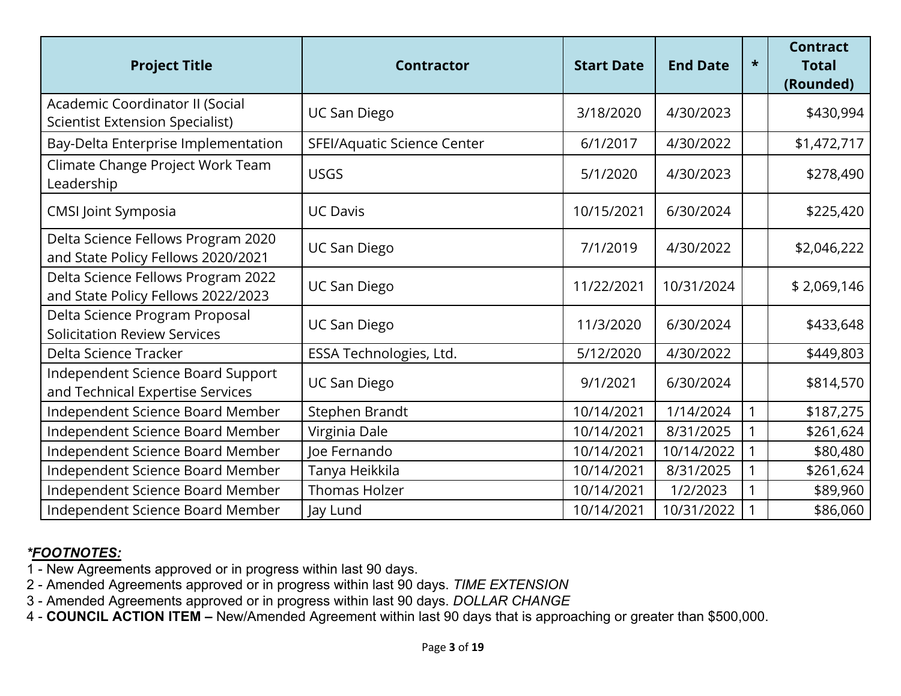| Project Title | Contractor | Start Date | End Date | * | Contract Total (Rounded) |
|---|---|---|---|---|---|
| Academic Coordinator II (Social Scientist Extension Specialist) | UC San Diego | 3/18/2020 | 4/30/2023 | | $430,994 |
| Bay-Delta Enterprise Implementation | SFEI/Aquatic Science Center | 6/1/2017 | 4/30/2022 | | $1,472,717 |
| Climate Change Project Work Team Leadership | USGS | 5/1/2020 | 4/30/2023 | | $278,490 |
| CMSI Joint Symposia | UC Davis | 10/15/2021 | 6/30/2024 | | $225,420 |
| Delta Science Fellows Program 2020 and State Policy Fellows 2020/2021 | UC San Diego | 7/1/2019 | 4/30/2022 | | $2,046,222 |
| Delta Science Fellows Program 2022 and State Policy Fellows 2022/2023 | UC San Diego | 11/22/2021 | 10/31/2024 | | $ 2,069,146 |
| Delta Science Program Proposal Solicitation Review Services | UC San Diego | 11/3/2020 | 6/30/2024 | | $433,648 |
| Delta Science Tracker | ESSA Technologies, Ltd. | 5/12/2020 | 4/30/2022 | | $449,803 |
| Independent Science Board Support and Technical Expertise Services | UC San Diego | 9/1/2021 | 6/30/2024 | | $814,570 |
| Independent Science Board Member | Stephen Brandt | 10/14/2021 | 1/14/2024 | 1 | $187,275 |
| Independent Science Board Member | Virginia Dale | 10/14/2021 | 8/31/2025 | 1 | $261,624 |
| Independent Science Board Member | Joe Fernando | 10/14/2021 | 10/14/2022 | 1 | $80,480 |
| Independent Science Board Member | Tanya Heikkila | 10/14/2021 | 8/31/2025 | 1 | $261,624 |
| Independent Science Board Member | Thomas Holzer | 10/14/2021 | 1/2/2023 | 1 | $89,960 |
| Independent Science Board Member | Jay Lund | 10/14/2021 | 10/31/2022 | 1 | $86,060 |

***FOOTNOTES:***

1 - New Agreements approved or in progress within last 90 days.
2 - Amended Agreements approved or in progress within last 90 days. *TIME EXTENSION*
3 - Amended Agreements approved or in progress within last 90 days. *DOLLAR CHANGE*
4 - **COUNCIL ACTION ITEM –** New/Amended Agreement within last 90 days that is approaching or greater than $500,000.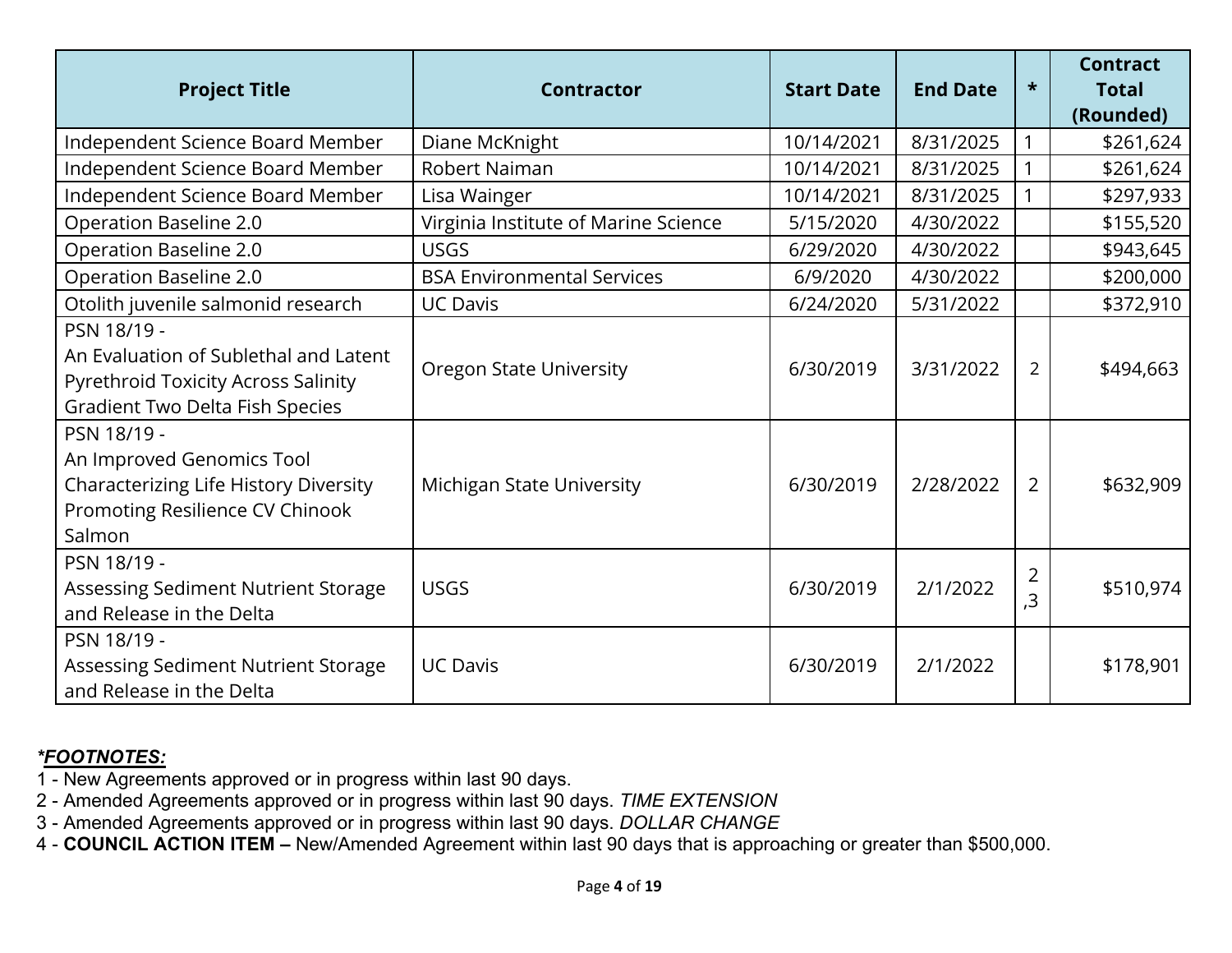| Project Title | Contractor | Start Date | End Date | * | Contract Total (Rounded) |
|---|---|---|---|---|---|
| Independent Science Board Member | Diane McKnight | 10/14/2021 | 8/31/2025 | 1 | $261,624 |
| Independent Science Board Member | Robert Naiman | 10/14/2021 | 8/31/2025 | 1 | $261,624 |
| Independent Science Board Member | Lisa Wainger | 10/14/2021 | 8/31/2025 | 1 | $297,933 |
| Operation Baseline 2.0 | Virginia Institute of Marine Science | 5/15/2020 | 4/30/2022 | | $155,520 |
| Operation Baseline 2.0 | USGS | 6/29/2020 | 4/30/2022 | | $943,645 |
| Operation Baseline 2.0 | BSA Environmental Services | 6/9/2020 | 4/30/2022 | | $200,000 |
| Otolith juvenile salmonid research | UC Davis | 6/24/2020 | 5/31/2022 | | $372,910 |
| PSN 18/19 - An Evaluation of Sublethal and Latent Pyrethroid Toxicity Across Salinity Gradient Two Delta Fish Species | Oregon State University | 6/30/2019 | 3/31/2022 | 2 | $494,663 |
| PSN 18/19 - An Improved Genomics Tool Characterizing Life History Diversity Promoting Resilience CV Chinook Salmon | Michigan State University | 6/30/2019 | 2/28/2022 | 2 | $632,909 |
| PSN 18/19 - Assessing Sediment Nutrient Storage and Release in the Delta | USGS | 6/30/2019 | 2/1/2022 | 2,3 | $510,974 |
| PSN 18/19 - Assessing Sediment Nutrient Storage and Release in the Delta | UC Davis | 6/30/2019 | 2/1/2022 | | $178,901 |

***FOOTNOTES:***

1 - New Agreements approved or in progress within last 90 days.
2 - Amended Agreements approved or in progress within last 90 days. *TIME EXTENSION*
3 - Amended Agreements approved or in progress within last 90 days. *DOLLAR CHANGE*
4 - **COUNCIL ACTION ITEM –** New/Amended Agreement within last 90 days that is approaching or greater than $500,000.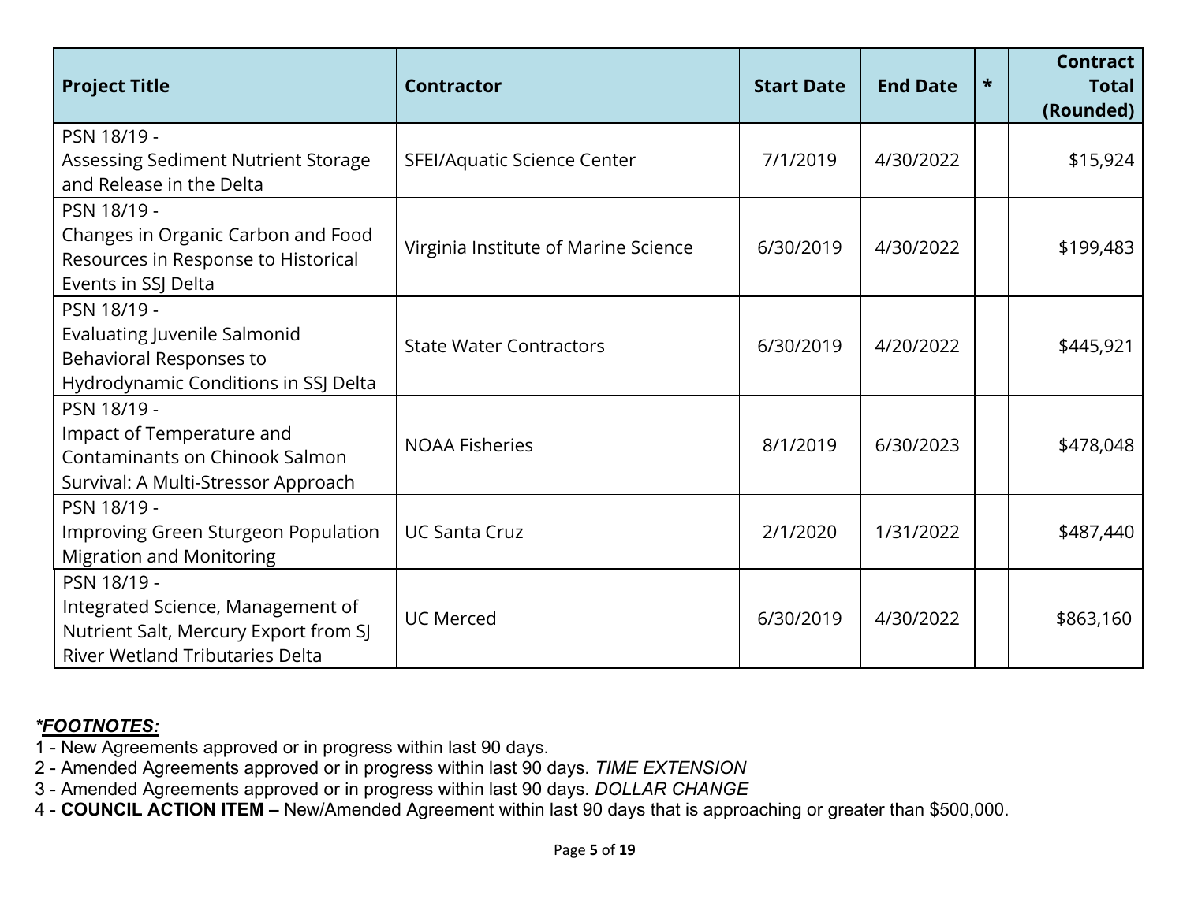| Project Title | Contractor | Start Date | End Date | * | Contract Total (Rounded) |
|---|---|---|---|---|---|
| PSN 18/19 - Assessing Sediment Nutrient Storage and Release in the Delta | SFEI/Aquatic Science Center | 7/1/2019 | 4/30/2022 | | $15,924 |
| PSN 18/19 - Changes in Organic Carbon and Food Resources in Response to Historical Events in SSJ Delta | Virginia Institute of Marine Science | 6/30/2019 | 4/30/2022 | | $199,483 |
| PSN 18/19 - Evaluating Juvenile Salmonid Behavioral Responses to Hydrodynamic Conditions in SSJ Delta | State Water Contractors | 6/30/2019 | 4/20/2022 | | $445,921 |
| PSN 18/19 - Impact of Temperature and Contaminants on Chinook Salmon Survival: A Multi-Stressor Approach | NOAA Fisheries | 8/1/2019 | 6/30/2023 | | $478,048 |
| PSN 18/19 - Improving Green Sturgeon Population Migration and Monitoring | UC Santa Cruz | 2/1/2020 | 1/31/2022 | | $487,440 |
| PSN 18/19 - Integrated Science, Management of Nutrient Salt, Mercury Export from SJ River Wetland Tributaries Delta | UC Merced | 6/30/2019 | 4/30/2022 | | $863,160 |

***FOOTNOTES:***

1 - New Agreements approved or in progress within last 90 days.
2 - Amended Agreements approved or in progress within last 90 days. *TIME EXTENSION*
3 - Amended Agreements approved or in progress within last 90 days. *DOLLAR CHANGE*
4 - **COUNCIL ACTION ITEM –** New/Amended Agreement within last 90 days that is approaching or greater than $500,000.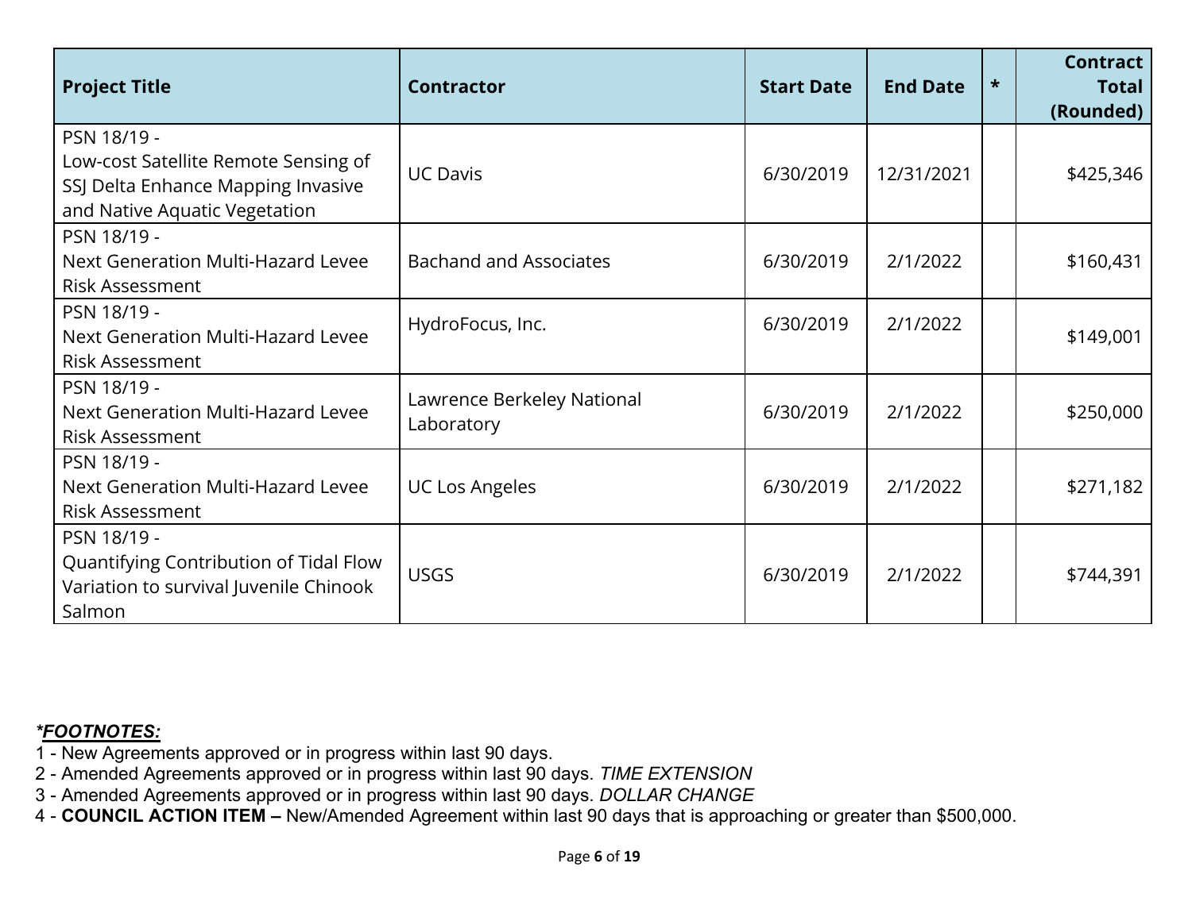| Project Title | Contractor | Start Date | End Date | * | Contract Total (Rounded) |
|---|---|---|---|---|---|
| PSN 18/19 - Low-cost Satellite Remote Sensing of SSJ Delta Enhance Mapping Invasive and Native Aquatic Vegetation | UC Davis | 6/30/2019 | 12/31/2021 | | $425,346 |
| PSN 18/19 - Next Generation Multi-Hazard Levee Risk Assessment | Bachand and Associates | 6/30/2019 | 2/1/2022 | | $160,431 |
| PSN 18/19 - Next Generation Multi-Hazard Levee Risk Assessment | HydroFocus, Inc. | 6/30/2019 | 2/1/2022 | | $149,001 |
| PSN 18/19 - Next Generation Multi-Hazard Levee Risk Assessment | Lawrence Berkeley National Laboratory | 6/30/2019 | 2/1/2022 | | $250,000 |
| PSN 18/19 - Next Generation Multi-Hazard Levee Risk Assessment | UC Los Angeles | 6/30/2019 | 2/1/2022 | | $271,182 |
| PSN 18/19 - Quantifying Contribution of Tidal Flow Variation to survival Juvenile Chinook Salmon | USGS | 6/30/2019 | 2/1/2022 | | $744,391 |

***FOOTNOTES:***

1 - New Agreements approved or in progress within last 90 days.
2 - Amended Agreements approved or in progress within last 90 days. *TIME EXTENSION*
3 - Amended Agreements approved or in progress within last 90 days. *DOLLAR CHANGE*
4 - **COUNCIL ACTION ITEM –** New/Amended Agreement within last 90 days that is approaching or greater than $500,000.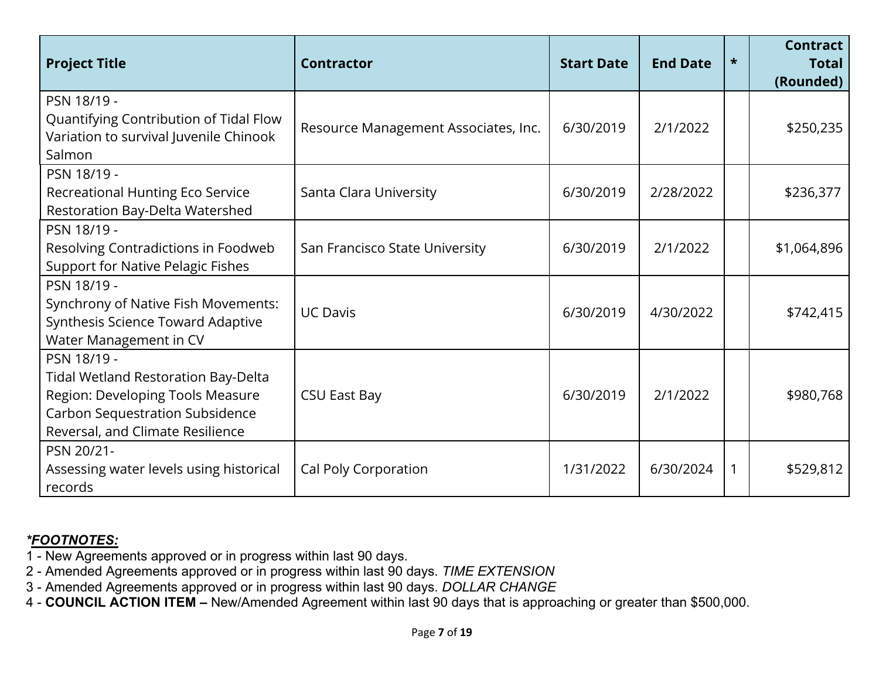| Project Title | Contractor | Start Date | End Date | * | Contract Total (Rounded) |
|---|---|---|---|---|---|
| PSN 18/19 - Quantifying Contribution of Tidal Flow Variation to survival Juvenile Chinook Salmon | Resource Management Associates, Inc. | 6/30/2019 | 2/1/2022 | | $250,235 |
| PSN 18/19 - Recreational Hunting Eco Service Restoration Bay-Delta Watershed | Santa Clara University | 6/30/2019 | 2/28/2022 | | $236,377 |
| PSN 18/19 - Resolving Contradictions in Foodweb Support for Native Pelagic Fishes | San Francisco State University | 6/30/2019 | 2/1/2022 | | $1,064,896 |
| PSN 18/19 - Synchrony of Native Fish Movements: Synthesis Science Toward Adaptive Water Management in CV | UC Davis | 6/30/2019 | 4/30/2022 | | $742,415 |
| PSN 18/19 - Tidal Wetland Restoration Bay-Delta Region: Developing Tools Measure Carbon Sequestration Subsidence Reversal, and Climate Resilience | CSU East Bay | 6/30/2019 | 2/1/2022 | | $980,768 |
| PSN 20/21- Assessing water levels using historical records | Cal Poly Corporation | 1/31/2022 | 6/30/2024 | 1 | $529,812 |

***FOOTNOTES:***

1 - New Agreements approved or in progress within last 90 days.
2 - Amended Agreements approved or in progress within last 90 days. *TIME EXTENSION*
3 - Amended Agreements approved or in progress within last 90 days. *DOLLAR CHANGE*
4 - **COUNCIL ACTION ITEM –** New/Amended Agreement within last 90 days that is approaching or greater than $500,000.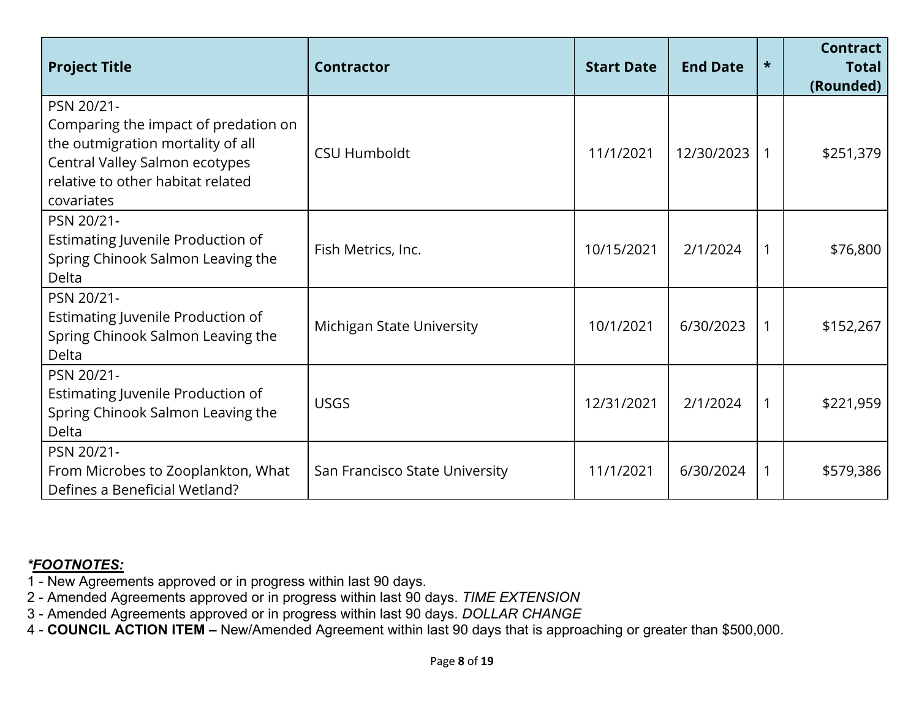| Project Title | Contractor | Start Date | End Date | * | Contract Total (Rounded) |
|---|---|---|---|---|---|
| PSN 20/21- Comparing the impact of predation on the outmigration mortality of all Central Valley Salmon ecotypes relative to other habitat related covariates | CSU Humboldt | 11/1/2021 | 12/30/2023 | 1 | $251,379 |
| PSN 20/21- Estimating Juvenile Production of Spring Chinook Salmon Leaving the Delta | Fish Metrics, Inc. | 10/15/2021 | 2/1/2024 | 1 | $76,800 |
| PSN 20/21- Estimating Juvenile Production of Spring Chinook Salmon Leaving the Delta | Michigan State University | 10/1/2021 | 6/30/2023 | 1 | $152,267 |
| PSN 20/21- Estimating Juvenile Production of Spring Chinook Salmon Leaving the Delta | USGS | 12/31/2021 | 2/1/2024 | 1 | $221,959 |
| PSN 20/21- From Microbes to Zooplankton, What Defines a Beneficial Wetland? | San Francisco State University | 11/1/2021 | 6/30/2024 | 1 | $579,386 |

***FOOTNOTES:***

1 - New Agreements approved or in progress within last 90 days.
2 - Amended Agreements approved or in progress within last 90 days. *TIME EXTENSION*
3 - Amended Agreements approved or in progress within last 90 days. *DOLLAR CHANGE*
4 - **COUNCIL ACTION ITEM –** New/Amended Agreement within last 90 days that is approaching or greater than $500,000.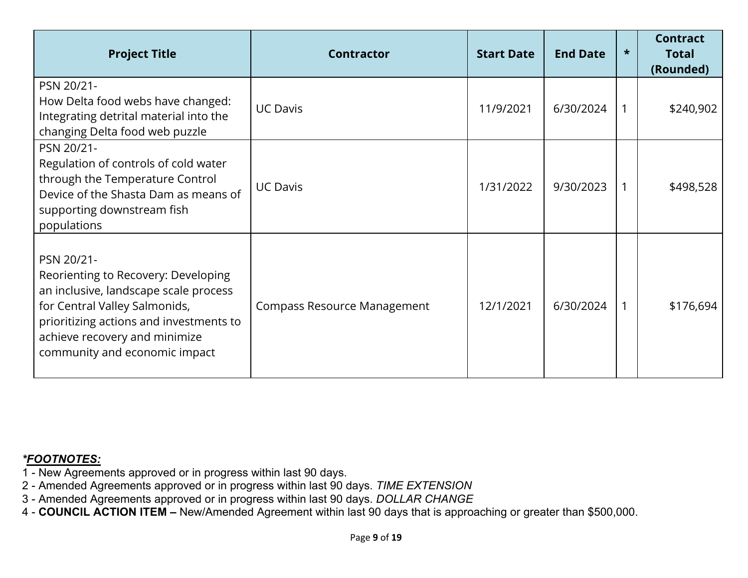| Project Title | Contractor | Start Date | End Date | * | Contract Total (Rounded) |
|---|---|---|---|---|---|
| PSN 20/21- How Delta food webs have changed: Integrating detrital material into the changing Delta food web puzzle | UC Davis | 11/9/2021 | 6/30/2024 | 1 | $240,902 |
| PSN 20/21- Regulation of controls of cold water through the Temperature Control Device of the Shasta Dam as means of supporting downstream fish populations | UC Davis | 1/31/2022 | 9/30/2023 | 1 | $498,528 |
| PSN 20/21- Reorienting to Recovery: Developing an inclusive, landscape scale process for Central Valley Salmonids, prioritizing actions and investments to achieve recovery and minimize community and economic impact | Compass Resource Management | 12/1/2021 | 6/30/2024 | 1 | $176,694 |

***FOOTNOTES:***

1 - New Agreements approved or in progress within last 90 days.
2 - Amended Agreements approved or in progress within last 90 days. *TIME EXTENSION*
3 - Amended Agreements approved or in progress within last 90 days. *DOLLAR CHANGE*
4 - **COUNCIL ACTION ITEM –** New/Amended Agreement within last 90 days that is approaching or greater than $500,000.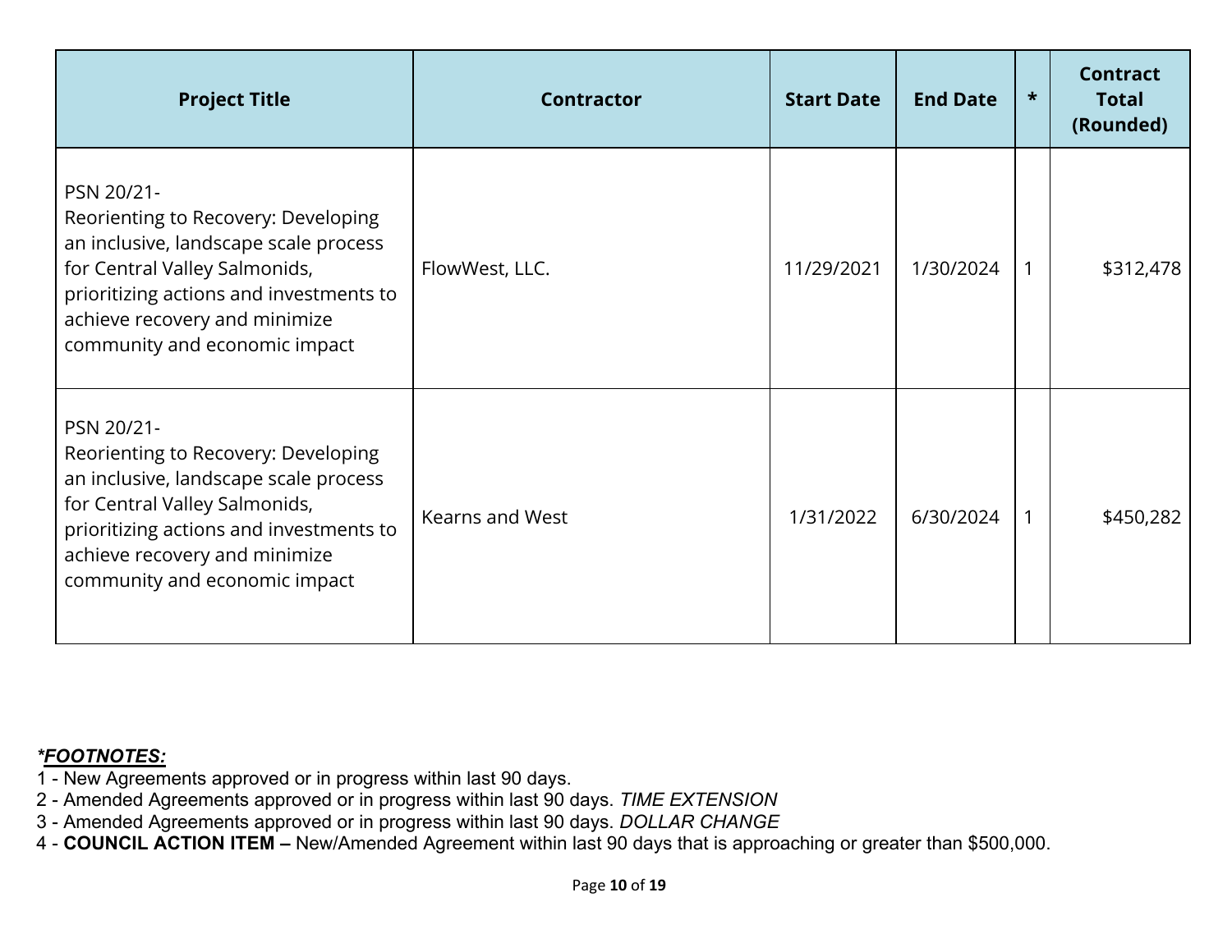| Project Title | Contractor | Start Date | End Date | * | Contract Total (Rounded) |
|---|---|---|---|---|---|
| PSN 20/21- Reorienting to Recovery: Developing an inclusive, landscape scale process for Central Valley Salmonids, prioritizing actions and investments to achieve recovery and minimize community and economic impact | FlowWest, LLC. | 11/29/2021 | 1/30/2024 | 1 | $312,478 |
| PSN 20/21- Reorienting to Recovery: Developing an inclusive, landscape scale process for Central Valley Salmonids, prioritizing actions and investments to achieve recovery and minimize community and economic impact | Kearns and West | 1/31/2022 | 6/30/2024 | 1 | $450,282 |

***FOOTNOTES:***

1 - New Agreements approved or in progress within last 90 days.
2 - Amended Agreements approved or in progress within last 90 days. *TIME EXTENSION*
3 - Amended Agreements approved or in progress within last 90 days. *DOLLAR CHANGE*
4 - **COUNCIL ACTION ITEM –** New/Amended Agreement within last 90 days that is approaching or greater than $500,000.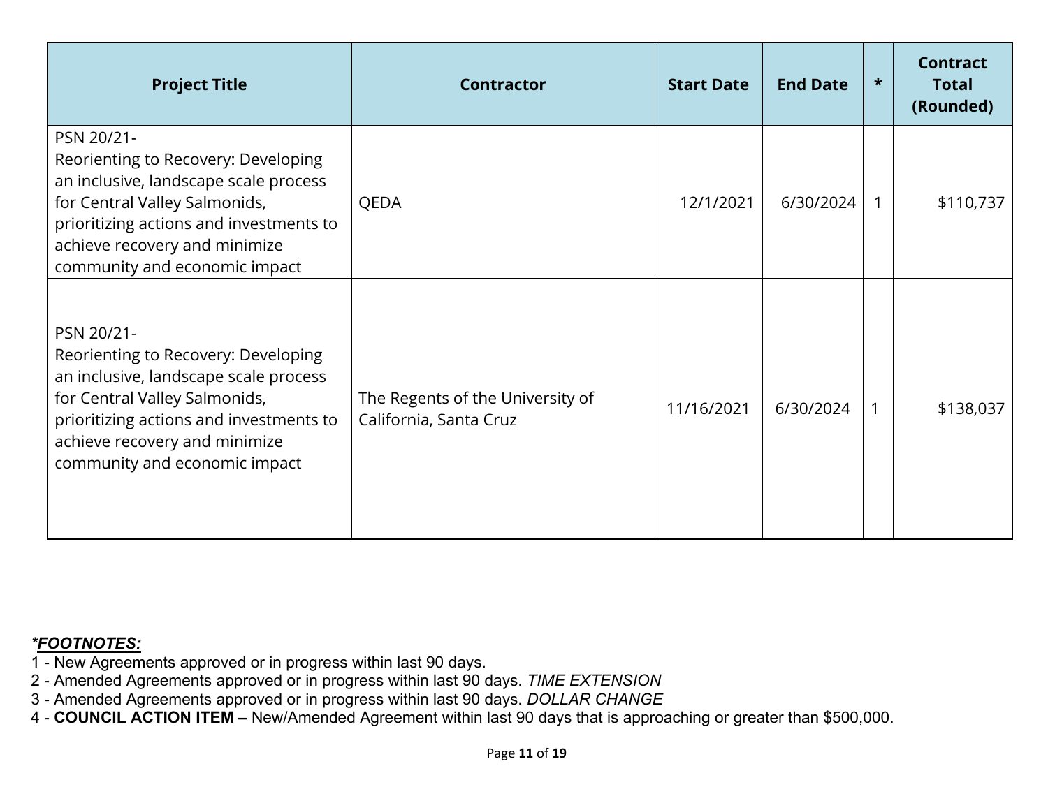| Project Title | Contractor | Start Date | End Date | * | Contract Total (Rounded) |
|---|---|---|---|---|---|
| PSN 20/21- Reorienting to Recovery: Developing an inclusive, landscape scale process for Central Valley Salmonids, prioritizing actions and investments to achieve recovery and minimize community and economic impact | QEDA | 12/1/2021 | 6/30/2024 | 1 | $110,737 |
| PSN 20/21- Reorienting to Recovery: Developing an inclusive, landscape scale process for Central Valley Salmonids, prioritizing actions and investments to achieve recovery and minimize community and economic impact | The Regents of the University of California, Santa Cruz | 11/16/2021 | 6/30/2024 | 1 | $138,037 |

***FOOTNOTES:***

1 - New Agreements approved or in progress within last 90 days.
2 - Amended Agreements approved or in progress within last 90 days. *TIME EXTENSION*
3 - Amended Agreements approved or in progress within last 90 days. *DOLLAR CHANGE*
4 - **COUNCIL ACTION ITEM –** New/Amended Agreement within last 90 days that is approaching or greater than $500,000.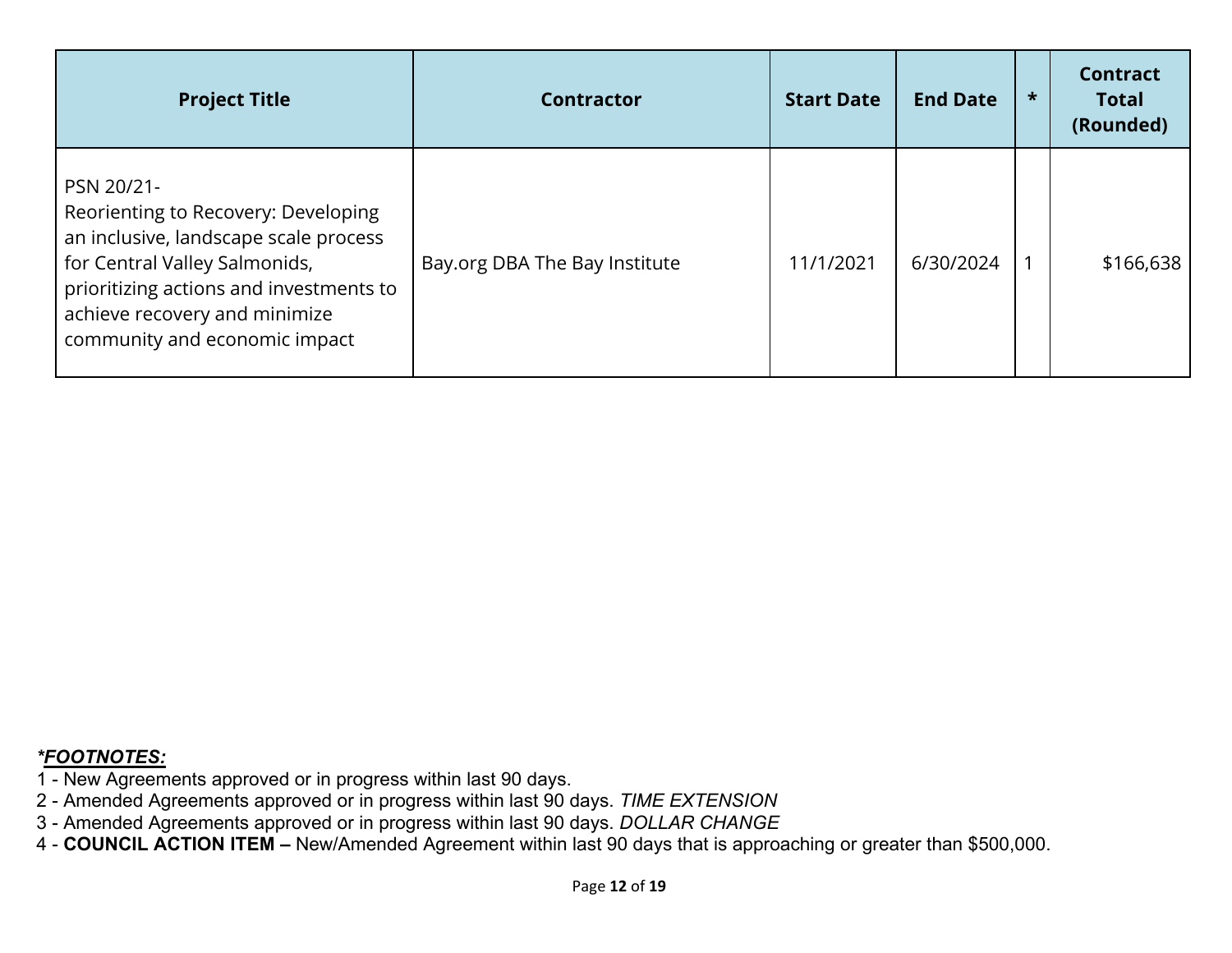| Project Title | Contractor | Start Date | End Date | * | Contract Total (Rounded) |
|---|---|---|---|---|---|
| PSN 20/21- Reorienting to Recovery: Developing an inclusive, landscape scale process for Central Valley Salmonids, prioritizing actions and investments to achieve recovery and minimize community and economic impact | Bay.org DBA The Bay Institute | 11/1/2021 | 6/30/2024 | 1 | $166,638 |

***FOOTNOTES:***

1 - New Agreements approved or in progress within last 90 days.
2 - Amended Agreements approved or in progress within last 90 days. *TIME EXTENSION*
3 - Amended Agreements approved or in progress within last 90 days. *DOLLAR CHANGE*
4 - **COUNCIL ACTION ITEM –** New/Amended Agreement within last 90 days that is approaching or greater than $500,000.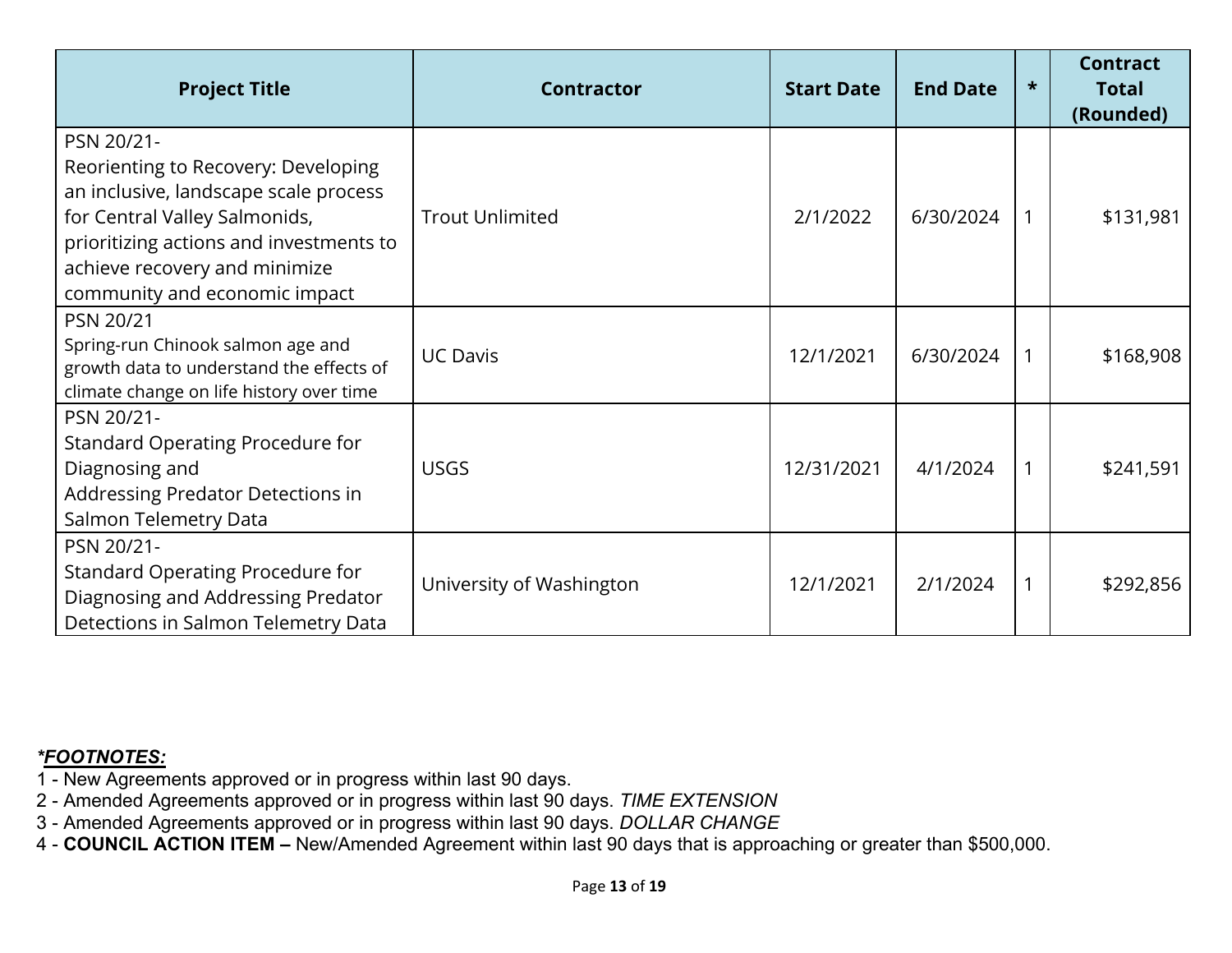| Project Title | Contractor | Start Date | End Date | * | Contract Total (Rounded) |
|---|---|---|---|---|---|
| PSN 20/21- Reorienting to Recovery: Developing an inclusive, landscape scale process for Central Valley Salmonids, prioritizing actions and investments to achieve recovery and minimize community and economic impact | Trout Unlimited | 2/1/2022 | 6/30/2024 | 1 | $131,981 |
| PSN 20/21 Spring-run Chinook salmon age and growth data to understand the effects of climate change on life history over time | UC Davis | 12/1/2021 | 6/30/2024 | 1 | $168,908 |
| PSN 20/21- Standard Operating Procedure for Diagnosing and Addressing Predator Detections in Salmon Telemetry Data | USGS | 12/31/2021 | 4/1/2024 | 1 | $241,591 |
| PSN 20/21- Standard Operating Procedure for Diagnosing and Addressing Predator Detections in Salmon Telemetry Data | University of Washington | 12/1/2021 | 2/1/2024 | 1 | $292,856 |

***FOOTNOTES:***

1 - New Agreements approved or in progress within last 90 days.
2 - Amended Agreements approved or in progress within last 90 days. *TIME EXTENSION*
3 - Amended Agreements approved or in progress within last 90 days. *DOLLAR CHANGE*
4 - **COUNCIL ACTION ITEM –** New/Amended Agreement within last 90 days that is approaching or greater than $500,000.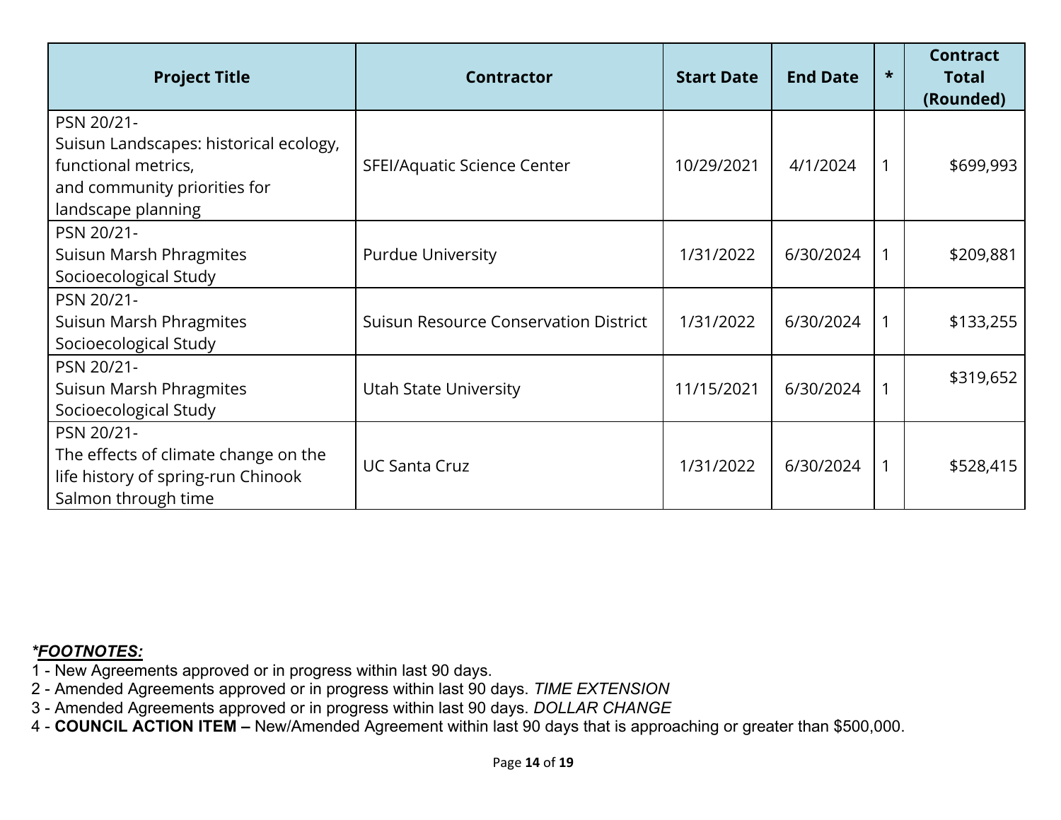| Project Title | Contractor | Start Date | End Date | * | Contract Total (Rounded) |
|---|---|---|---|---|---|
| PSN 20/21- Suisun Landscapes: historical ecology, functional metrics, and community priorities for landscape planning | SFEI/Aquatic Science Center | 10/29/2021 | 4/1/2024 | 1 | $699,993 |
| PSN 20/21- Suisun Marsh Phragmites Socioecological Study | Purdue University | 1/31/2022 | 6/30/2024 | 1 | $209,881 |
| PSN 20/21- Suisun Marsh Phragmites Socioecological Study | Suisun Resource Conservation District | 1/31/2022 | 6/30/2024 | 1 | $133,255 |
| PSN 20/21- Suisun Marsh Phragmites Socioecological Study | Utah State University | 11/15/2021 | 6/30/2024 | 1 | $319,652 |
| PSN 20/21- The effects of climate change on the life history of spring-run Chinook Salmon through time | UC Santa Cruz | 1/31/2022 | 6/30/2024 | 1 | $528,415 |

***FOOTNOTES:***

1 - New Agreements approved or in progress within last 90 days.
2 - Amended Agreements approved or in progress within last 90 days. *TIME EXTENSION*
3 - Amended Agreements approved or in progress within last 90 days. *DOLLAR CHANGE*
4 - **COUNCIL ACTION ITEM –** New/Amended Agreement within last 90 days that is approaching or greater than $500,000.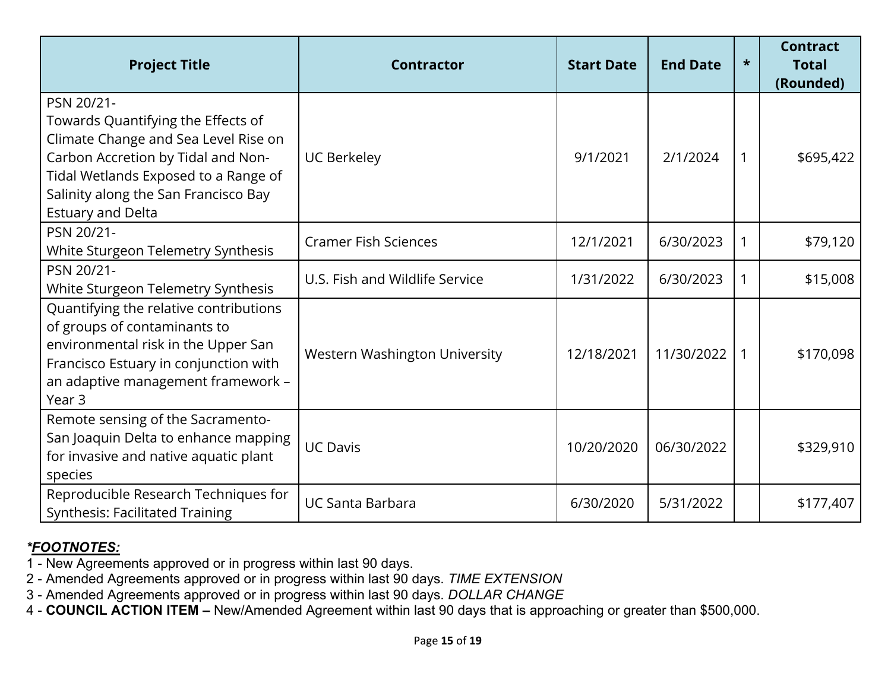| Project Title | Contractor | Start Date | End Date | * | Contract Total (Rounded) |
|---|---|---|---|---|---|
| PSN 20/21- Towards Quantifying the Effects of Climate Change and Sea Level Rise on Carbon Accretion by Tidal and Non-Tidal Wetlands Exposed to a Range of Salinity along the San Francisco Bay Estuary and Delta | UC Berkeley | 9/1/2021 | 2/1/2024 | 1 | $695,422 |
| PSN 20/21- White Sturgeon Telemetry Synthesis | Cramer Fish Sciences | 12/1/2021 | 6/30/2023 | 1 | $79,120 |
| PSN 20/21- White Sturgeon Telemetry Synthesis | U.S. Fish and Wildlife Service | 1/31/2022 | 6/30/2023 | 1 | $15,008 |
| Quantifying the relative contributions of groups of contaminants to environmental risk in the Upper San Francisco Estuary in conjunction with an adaptive management framework – Year 3 | Western Washington University | 12/18/2021 | 11/30/2022 | 1 | $170,098 |
| Remote sensing of the Sacramento-San Joaquin Delta to enhance mapping for invasive and native aquatic plant species | UC Davis | 10/20/2020 | 06/30/2022 | | $329,910 |
| Reproducible Research Techniques for Synthesis: Facilitated Training | UC Santa Barbara | 6/30/2020 | 5/31/2022 | | $177,407 |

***FOOTNOTES:***

1 - New Agreements approved or in progress within last 90 days.
2 - Amended Agreements approved or in progress within last 90 days. *TIME EXTENSION*
3 - Amended Agreements approved or in progress within last 90 days. *DOLLAR CHANGE*
4 - **COUNCIL ACTION ITEM –** New/Amended Agreement within last 90 days that is approaching or greater than $500,000.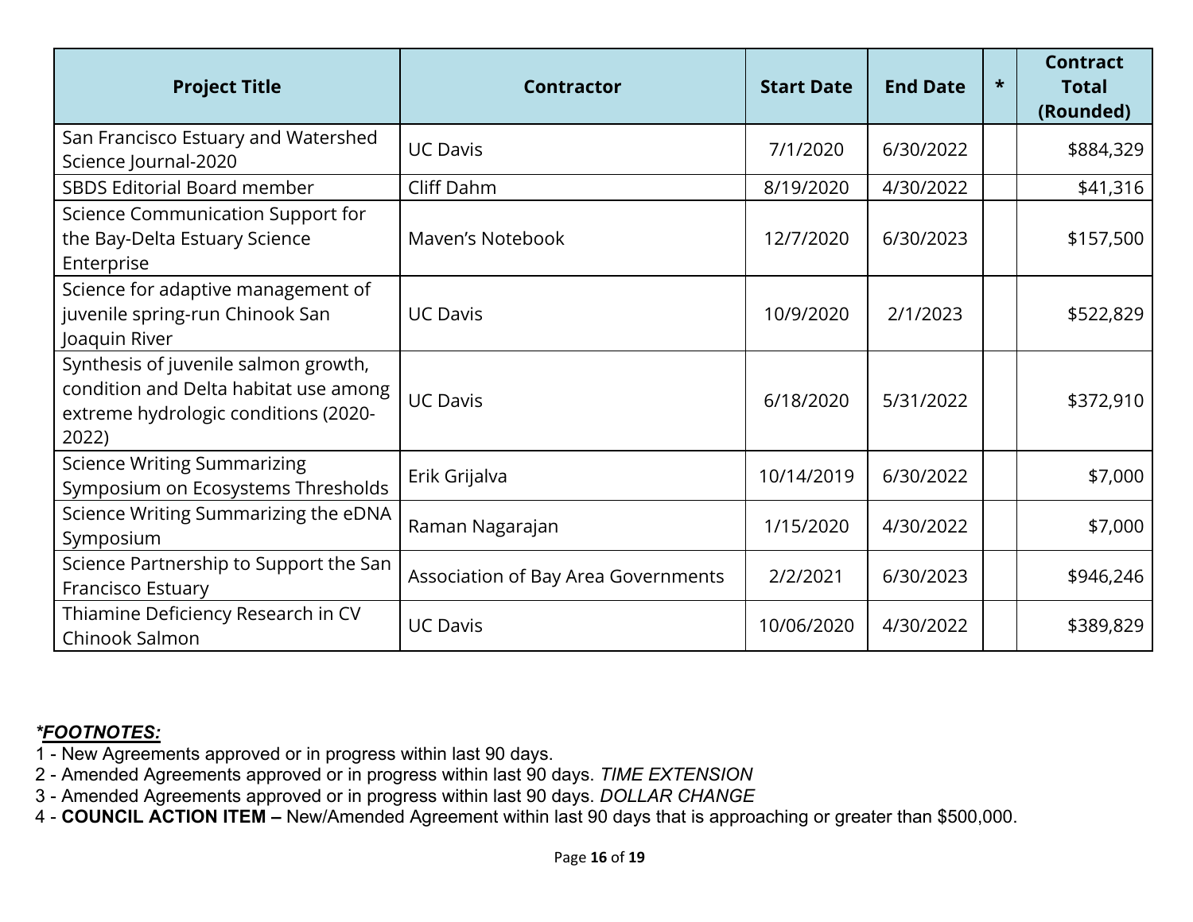| Project Title | Contractor | Start Date | End Date | * | Contract Total (Rounded) |
|---|---|---|---|---|---|
| San Francisco Estuary and Watershed Science Journal-2020 | UC Davis | 7/1/2020 | 6/30/2022 | | $884,329 |
| SBDS Editorial Board member | Cliff Dahm | 8/19/2020 | 4/30/2022 | | $41,316 |
| Science Communication Support for the Bay-Delta Estuary Science Enterprise | Maven's Notebook | 12/7/2020 | 6/30/2023 | | $157,500 |
| Science for adaptive management of juvenile spring-run Chinook San Joaquin River | UC Davis | 10/9/2020 | 2/1/2023 | | $522,829 |
| Synthesis of juvenile salmon growth, condition and Delta habitat use among extreme hydrologic conditions (2020-2022) | UC Davis | 6/18/2020 | 5/31/2022 | | $372,910 |
| Science Writing Summarizing Symposium on Ecosystems Thresholds | Erik Grijalva | 10/14/2019 | 6/30/2022 | | $7,000 |
| Science Writing Summarizing the eDNA Symposium | Raman Nagarajan | 1/15/2020 | 4/30/2022 | | $7,000 |
| Science Partnership to Support the San Francisco Estuary | Association of Bay Area Governments | 2/2/2021 | 6/30/2023 | | $946,246 |
| Thiamine Deficiency Research in CV Chinook Salmon | UC Davis | 10/06/2020 | 4/30/2022 | | $389,829 |

***FOOTNOTES:***

1 - New Agreements approved or in progress within last 90 days.
2 - Amended Agreements approved or in progress within last 90 days. *TIME EXTENSION*
3 - Amended Agreements approved or in progress within last 90 days. *DOLLAR CHANGE*
4 - **COUNCIL ACTION ITEM –** New/Amended Agreement within last 90 days that is approaching or greater than $500,000.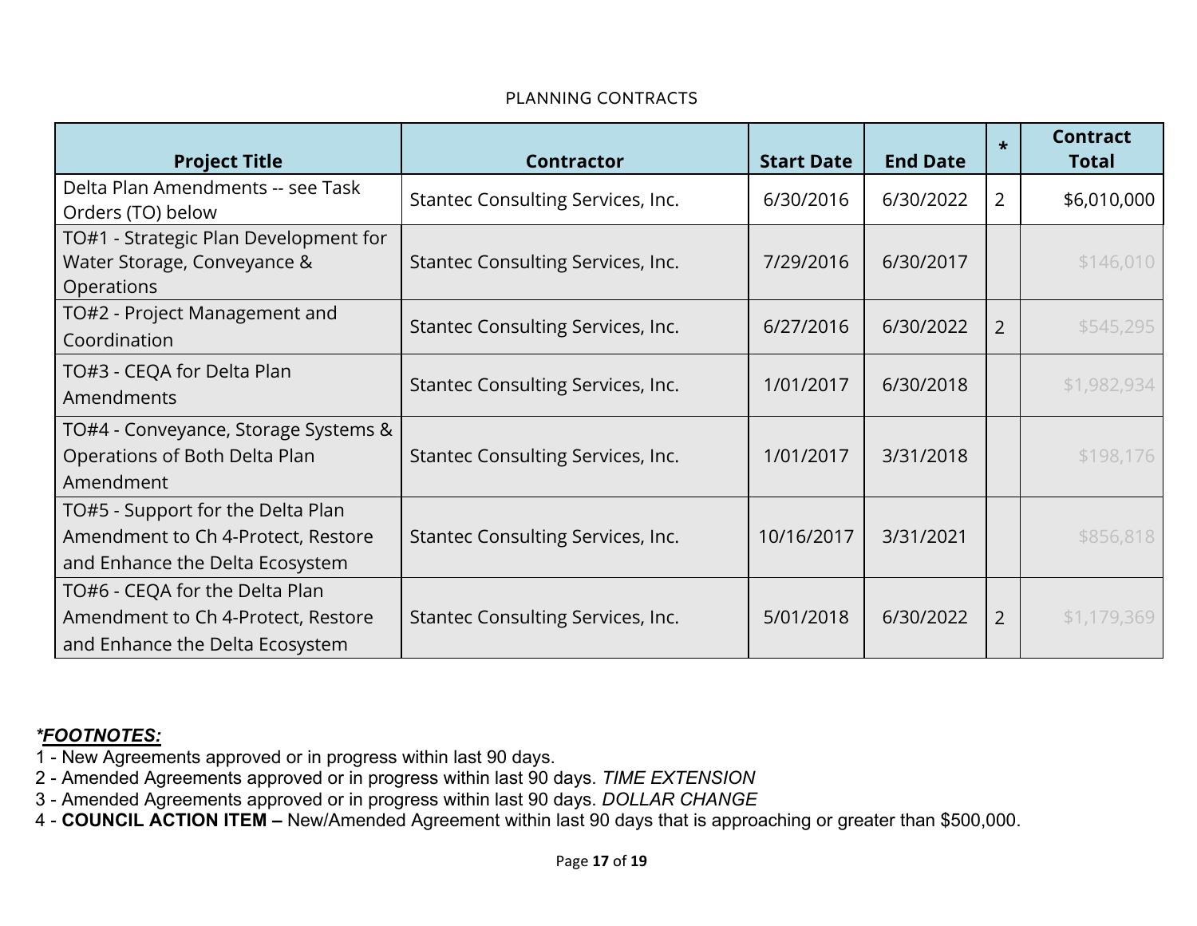PLANNING CONTRACTS

| Project Title | Contractor | Start Date | End Date | * | Contract Total |
|---|---|---|---|---|---|
| Delta Plan Amendments -- see Task Orders (TO) below | Stantec Consulting Services, Inc. | 6/30/2016 | 6/30/2022 | 2 | $6,010,000 |
| TO#1 - Strategic Plan Development for Water Storage, Conveyance & Operations | Stantec Consulting Services, Inc. | 7/29/2016 | 6/30/2017 | | $146,010 |
| TO#2 - Project Management and Coordination | Stantec Consulting Services, Inc. | 6/27/2016 | 6/30/2022 | 2 | $545,295 |
| TO#3 - CEQA for Delta Plan Amendments | Stantec Consulting Services, Inc. | 1/01/2017 | 6/30/2018 | | $1,982,934 |
| TO#4 - Conveyance, Storage Systems & Operations of Both Delta Plan Amendment | Stantec Consulting Services, Inc. | 1/01/2017 | 3/31/2018 | | $198,176 |
| TO#5 - Support for the Delta Plan Amendment to Ch 4-Protect, Restore and Enhance the Delta Ecosystem | Stantec Consulting Services, Inc. | 10/16/2017 | 3/31/2021 | | $856,818 |
| TO#6 - CEQA for the Delta Plan Amendment to Ch 4-Protect, Restore and Enhance the Delta Ecosystem | Stantec Consulting Services, Inc. | 5/01/2018 | 6/30/2022 | 2 | $1,179,369 |

***FOOTNOTES:***

1 - New Agreements approved or in progress within last 90 days.
2 - Amended Agreements approved or in progress within last 90 days. *TIME EXTENSION*
3 - Amended Agreements approved or in progress within last 90 days. *DOLLAR CHANGE*
4 - **COUNCIL ACTION ITEM –** New/Amended Agreement within last 90 days that is approaching or greater than $500,000.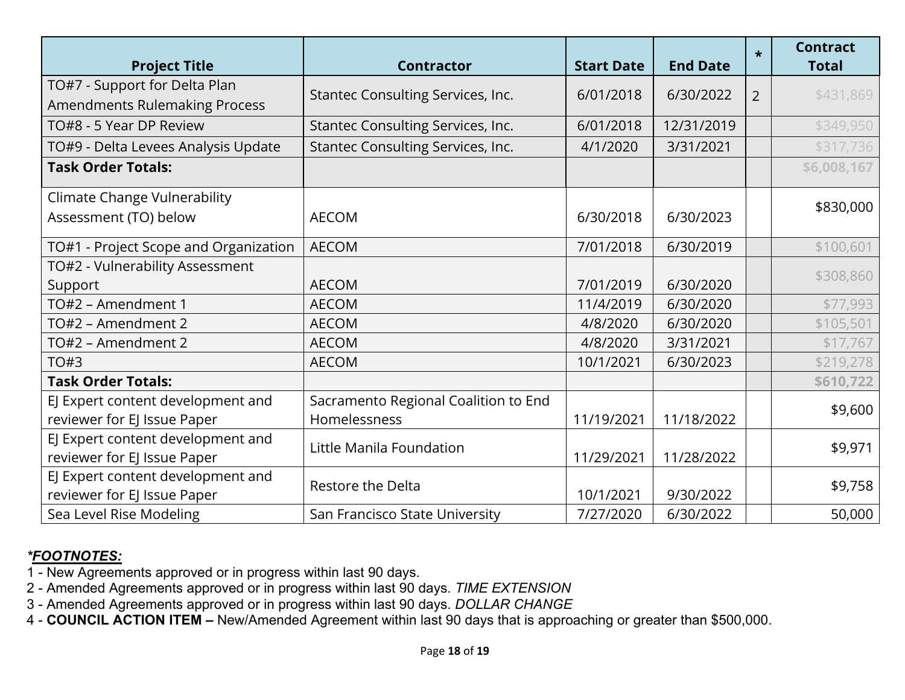| Project Title | Contractor | Start Date | End Date | * | Contract Total |
|---|---|---|---|---|---|
| TO#7 - Support for Delta Plan Amendments Rulemaking Process | Stantec Consulting Services, Inc. | 6/01/2018 | 6/30/2022 | 2 | $431,869 |
| TO#8 - 5 Year DP Review | Stantec Consulting Services, Inc. | 6/01/2018 | 12/31/2019 | | $349,950 |
| TO#9 - Delta Levees Analysis Update | Stantec Consulting Services, Inc. | 4/1/2020 | 3/31/2021 | | $317,736 |
| **Task Order Totals:** | | | | | **$6,008,167** |
| Climate Change Vulnerability Assessment (TO) below | AECOM | 6/30/2018 | 6/30/2023 | | $830,000 |
| TO#1 - Project Scope and Organization | AECOM | 7/01/2018 | 6/30/2019 | | $100,601 |
| TO#2 - Vulnerability Assessment Support | AECOM | 7/01/2019 | 6/30/2020 | | $308,860 |
| TO#2 – Amendment 1 | AECOM | 11/4/2019 | 6/30/2020 | | $77,993 |
| TO#2 – Amendment 2 | AECOM | 4/8/2020 | 6/30/2020 | | $105,501 |
| TO#2 – Amendment 2 | AECOM | 4/8/2020 | 3/31/2021 | | $17,767 |
| TO#3 | AECOM | 10/1/2021 | 6/30/2023 | | $219,278 |
| **Task Order Totals:** | | | | | **$610,722** |
| EJ Expert content development and reviewer for EJ Issue Paper | Sacramento Regional Coalition to End Homelessness | 11/19/2021 | 11/18/2022 | | $9,600 |
| EJ Expert content development and reviewer for EJ Issue Paper | Little Manila Foundation | 11/29/2021 | 11/28/2022 | | $9,971 |
| EJ Expert content development and reviewer for EJ Issue Paper | Restore the Delta | 10/1/2021 | 9/30/2022 | | $9,758 |
| Sea Level Rise Modeling | San Francisco State University | 7/27/2020 | 6/30/2022 | | 50,000 |

***FOOTNOTES:***

1 - New Agreements approved or in progress within last 90 days.

2 - Amended Agreements approved or in progress within last 90 days. *TIME EXTENSION*

3 - Amended Agreements approved or in progress within last 90 days. *DOLLAR CHANGE*

4 - **COUNCIL ACTION ITEM –** New/Amended Agreement within last 90 days that is approaching or greater than $500,000.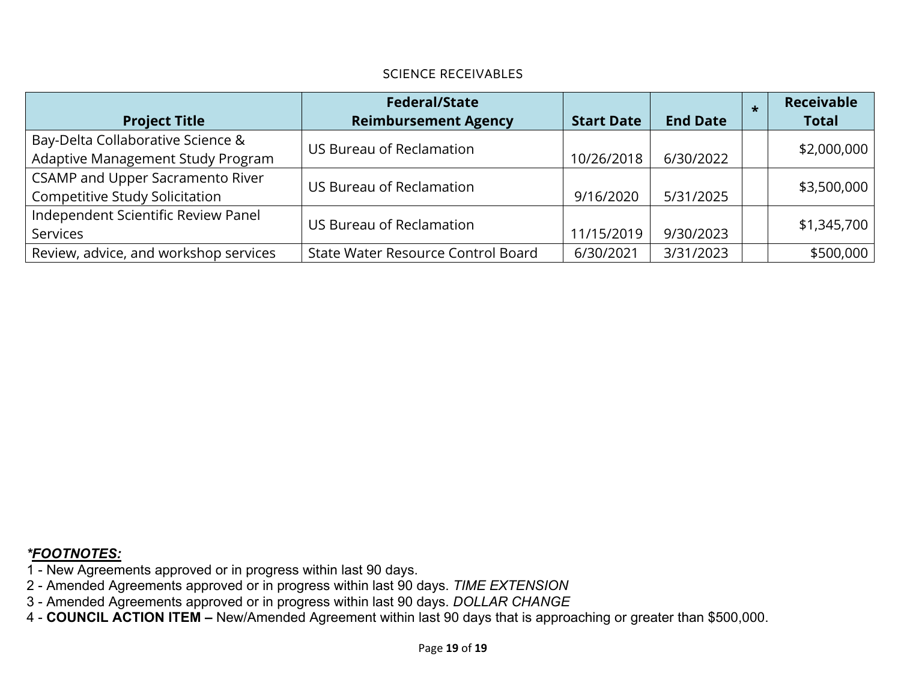SCIENCE RECEIVABLES

| Project Title | Federal/State Reimbursement Agency | Start Date | End Date | * | Receivable Total |
|---|---|---|---|---|---|
| Bay-Delta Collaborative Science & Adaptive Management Study Program | US Bureau of Reclamation | 10/26/2018 | 6/30/2022 | | $2,000,000 |
| CSAMP and Upper Sacramento River Competitive Study Solicitation | US Bureau of Reclamation | 9/16/2020 | 5/31/2025 | | $3,500,000 |
| Independent Scientific Review Panel Services | US Bureau of Reclamation | 11/15/2019 | 9/30/2023 | | $1,345,700 |
| Review, advice, and workshop services | State Water Resource Control Board | 6/30/2021 | 3/31/2023 | | $500,000 |

***FOOTNOTES:***

1 - New Agreements approved or in progress within last 90 days.
2 - Amended Agreements approved or in progress within last 90 days. *TIME EXTENSION*
3 - Amended Agreements approved or in progress within last 90 days. *DOLLAR CHANGE*
4 - **COUNCIL ACTION ITEM –** New/Amended Agreement within last 90 days that is approaching or greater than $500,000.